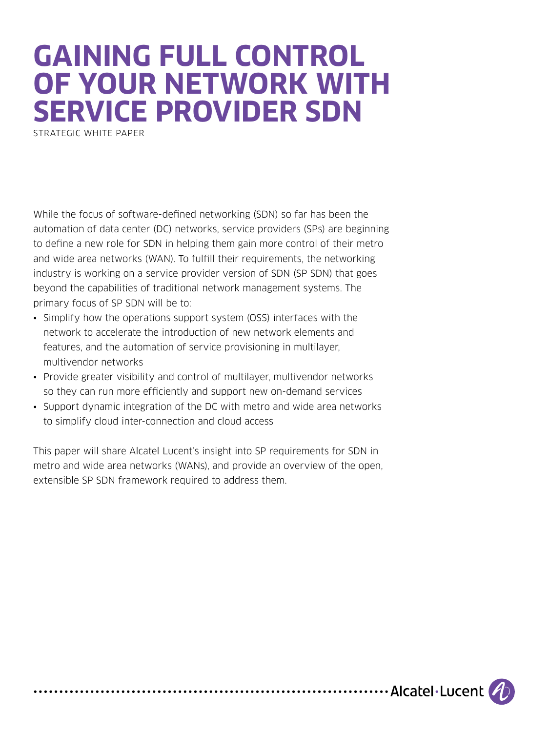# GAINING FULL CONTROL OF YOUR NETWORK WITH SERVICE PROVIDER SDN

STRATEGIC WHITE PAPER

While the focus of software-defined networking (SDN) so far has been the automation of data center (DC) networks, service providers (SPs) are beginning to define a new role for SDN in helping them gain more control of their metro and wide area networks (WAN). To fulfill their requirements, the networking industry is working on a service provider version of SDN (SP SDN) that goes beyond the capabilities of traditional network management systems. The primary focus of SP SDN will be to:

- Simplify how the operations support system (OSS) interfaces with the network to accelerate the introduction of new network elements and features, and the automation of service provisioning in multilayer, multivendor networks
- Provide greater visibility and control of multilayer, multivendor networks so they can run more efficiently and support new on-demand services
- Support dynamic integration of the DC with metro and wide area networks to simplify cloud inter-connection and cloud access

This paper will share Alcatel Lucent's insight into SP requirements for SDN in metro and wide area networks (WANs), and provide an overview of the open, extensible SP SDN framework required to address them.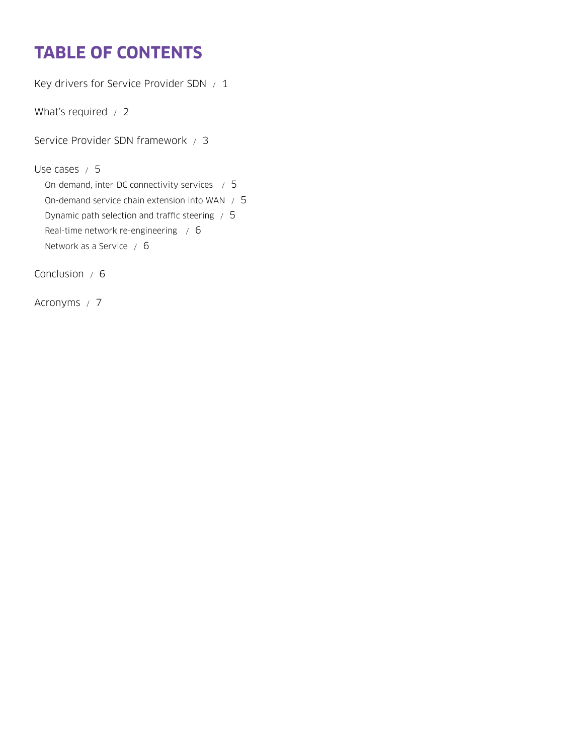# TABLE OF CONTENTS

Key drivers for Service Provider SDN / 1

What's required / 2

Service Provider SDN framework / 3

Use cases / 5

- On-demand, inter-DC connectivity services / 5
- On-demand service chain extension into WAN / 5
- Dynamic path selection and traffic steering / 5
- Real-time network re-engineering / 6
- Network as a Service / 6

Conclusion / 6

Acronyms / 7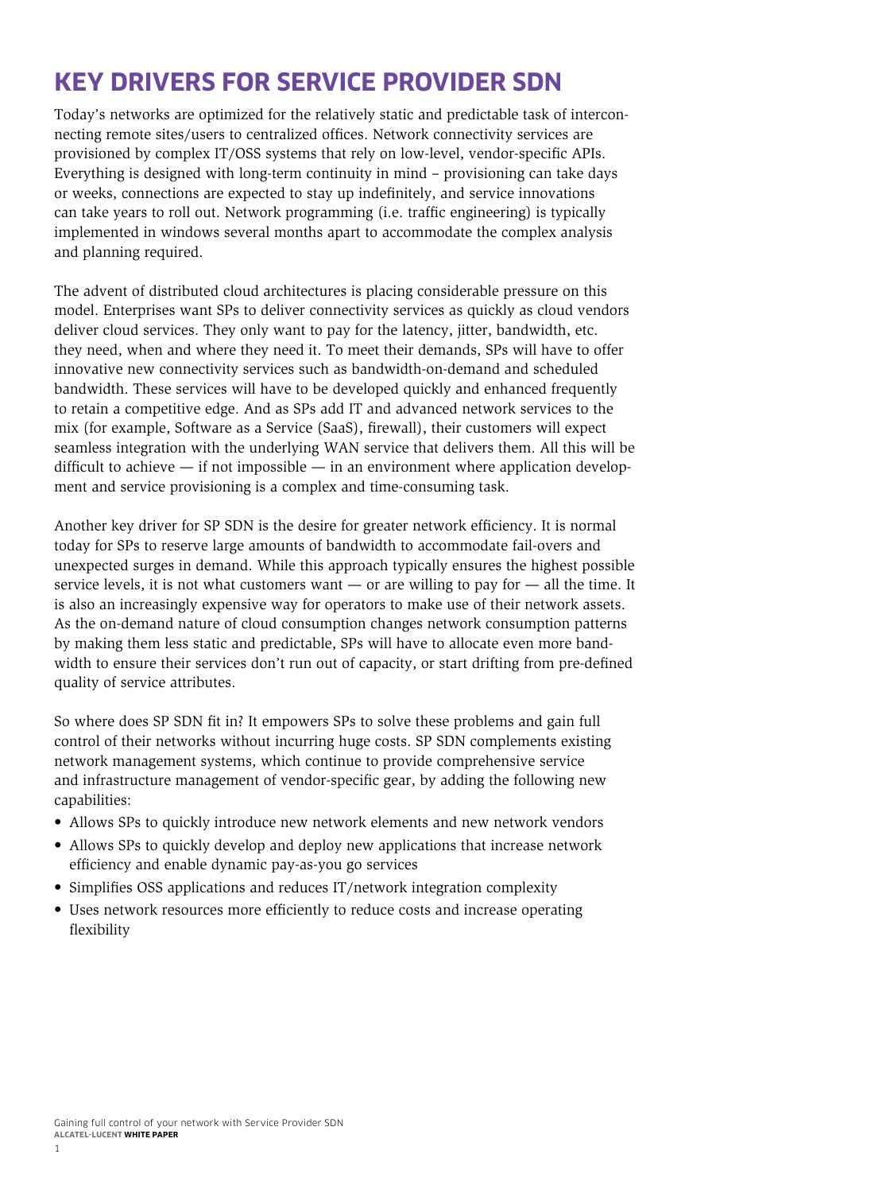# KEY DRIVERS FOR SERVICE PROVIDER SDN

Today's networks are optimized for the relatively static and predictable task of interconnecting remote sites/users to centralized offices. Network connectivity services are provisioned by complex IT/OSS systems that rely on low-level, vendor-specific APIs. Everything is designed with long-term continuity in mind – provisioning can take days or weeks, connections are expected to stay up indefinitely, and service innovations can take years to roll out. Network programming (i.e. traffic engineering) is typically implemented in windows several months apart to accommodate the complex analysis and planning required.

The advent of distributed cloud architectures is placing considerable pressure on this model. Enterprises want SPs to deliver connectivity services as quickly as cloud vendors deliver cloud services. They only want to pay for the latency, jitter, bandwidth, etc. they need, when and where they need it. To meet their demands, SPs will have to offer innovative new connectivity services such as bandwidth-on-demand and scheduled bandwidth. These services will have to be developed quickly and enhanced frequently to retain a competitive edge. And as SPs add IT and advanced network services to the mix (for example, Software as a Service (SaaS), firewall), their customers will expect seamless integration with the underlying WAN service that delivers them. All this will be difficult to achieve — if not impossible — in an environment where application development and service provisioning is a complex and time-consuming task.

Another key driver for SP SDN is the desire for greater network efficiency. It is normal today for SPs to reserve large amounts of bandwidth to accommodate fail-overs and unexpected surges in demand. While this approach typically ensures the highest possible service levels, it is not what customers want — or are willing to pay for — all the time. It is also an increasingly expensive way for operators to make use of their network assets. As the on-demand nature of cloud consumption changes network consumption patterns by making them less static and predictable, SPs will have to allocate even more bandwidth to ensure their services don't run out of capacity, or start drifting from pre-defined quality of service attributes.

So where does SP SDN fit in? It empowers SPs to solve these problems and gain full control of their networks without incurring huge costs. SP SDN complements existing network management systems, which continue to provide comprehensive service and infrastructure management of vendor-specific gear, by adding the following new capabilities:

- Allows SPs to quickly introduce new network elements and new network vendors
- Allows SPs to quickly develop and deploy new applications that increase network efficiency and enable dynamic pay-as-you go services
- Simplifies OSS applications and reduces IT/network integration complexity
- Uses network resources more efficiently to reduce costs and increase operating flexibility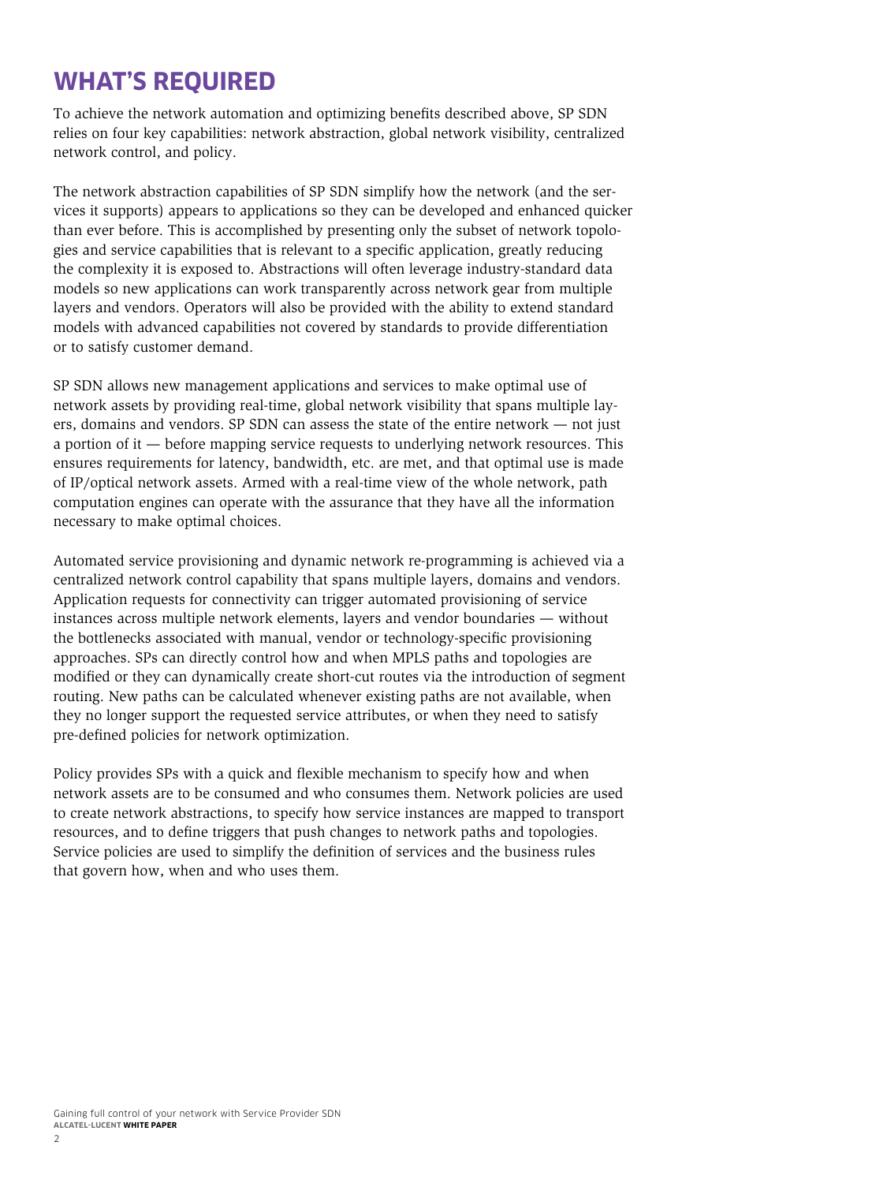# WHAT'S REQUIRED

To achieve the network automation and optimizing benefits described above, SP SDN relies on four key capabilities: network abstraction, global network visibility, centralized network control, and policy.

The network abstraction capabilities of SP SDN simplify how the network (and the services it supports) appears to applications so they can be developed and enhanced quicker than ever before. This is accomplished by presenting only the subset of network topologies and service capabilities that is relevant to a specific application, greatly reducing the complexity it is exposed to. Abstractions will often leverage industry-standard data models so new applications can work transparently across network gear from multiple layers and vendors. Operators will also be provided with the ability to extend standard models with advanced capabilities not covered by standards to provide differentiation or to satisfy customer demand.

SP SDN allows new management applications and services to make optimal use of network assets by providing real-time, global network visibility that spans multiple layers, domains and vendors. SP SDN can assess the state of the entire network — not just a portion of it — before mapping service requests to underlying network resources. This ensures requirements for latency, bandwidth, etc. are met, and that optimal use is made of IP/optical network assets. Armed with a real-time view of the whole network, path computation engines can operate with the assurance that they have all the information necessary to make optimal choices.

Automated service provisioning and dynamic network re-programming is achieved via a centralized network control capability that spans multiple layers, domains and vendors. Application requests for connectivity can trigger automated provisioning of service instances across multiple network elements, layers and vendor boundaries — without the bottlenecks associated with manual, vendor or technology-specific provisioning approaches. SPs can directly control how and when MPLS paths and topologies are modified or they can dynamically create short-cut routes via the introduction of segment routing. New paths can be calculated whenever existing paths are not available, when they no longer support the requested service attributes, or when they need to satisfy pre-defined policies for network optimization.

Policy provides SPs with a quick and flexible mechanism to specify how and when network assets are to be consumed and who consumes them. Network policies are used to create network abstractions, to specify how service instances are mapped to transport resources, and to define triggers that push changes to network paths and topologies. Service policies are used to simplify the definition of services and the business rules that govern how, when and who uses them.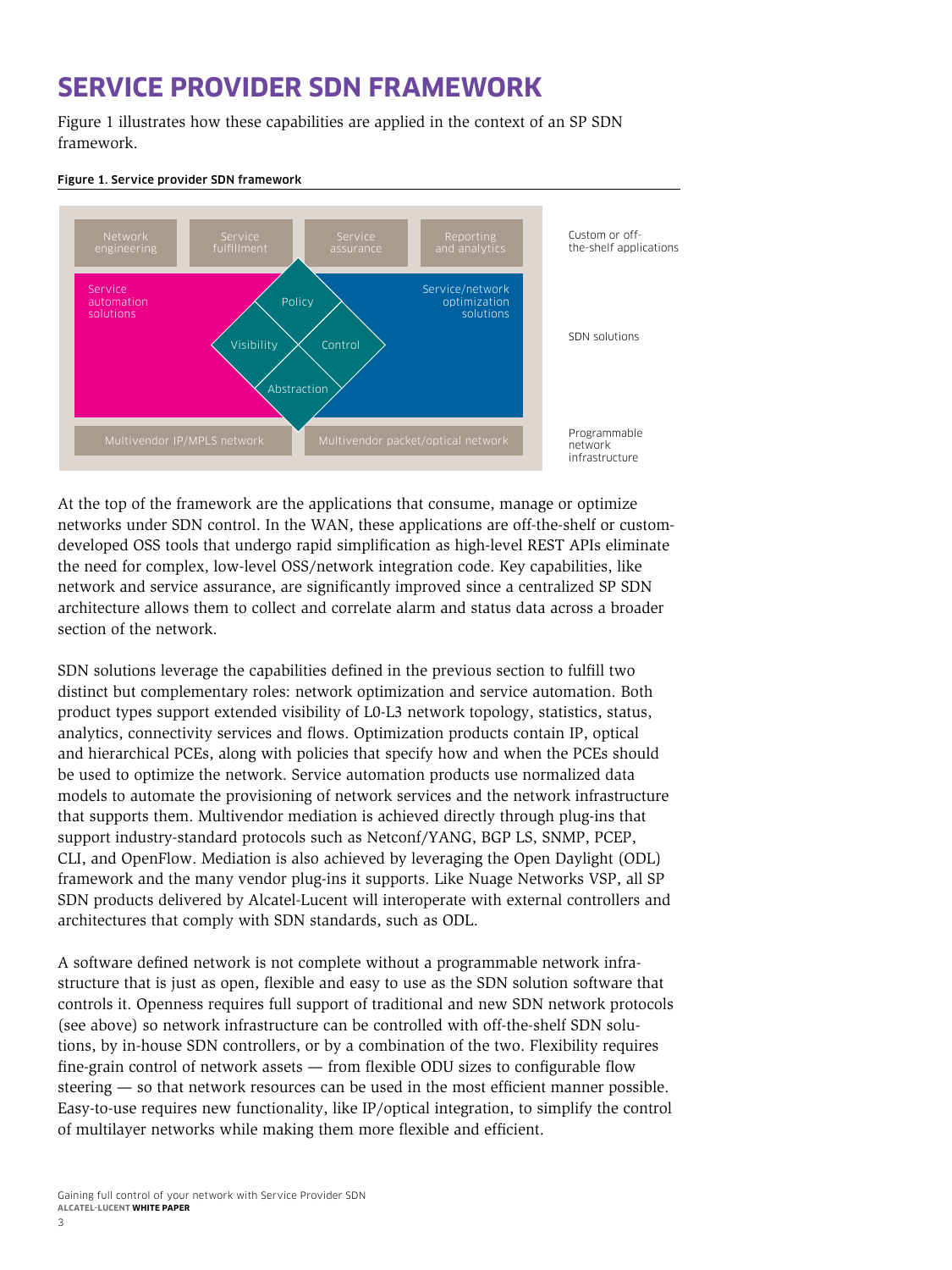# SERVICE PROVIDER SDN FRAMEWORK

Figure 1 illustrates how these capabilities are applied in the context of an SP SDN framework.

**Figure 1. Service provider SDN framework**

At the top of the framework are the applications that consume, manage or optimize networks under SDN control. In the WAN, these applications are off-the-shelf or custom-developed OSS tools that undergo rapid simplification as high-level REST APIs eliminate the need for complex, low-level OSS/network integration code. Key capabilities, like network and service assurance, are significantly improved since a centralized SP SDN architecture allows them to collect and correlate alarm and status data across a broader section of the network.

SDN solutions leverage the capabilities defined in the previous section to fulfill two distinct but complementary roles: network optimization and service automation. Both product types support extended visibility of L0-L3 network topology, statistics, status, analytics, connectivity services and flows. Optimization products contain IP, optical and hierarchical PCEs, along with policies that specify how and when the PCEs should be used to optimize the network. Service automation products use normalized data models to automate the provisioning of network services and the network infrastructure that supports them. Multivendor mediation is achieved directly through plug-ins that support industry-standard protocols such as Netconf/YANG, BGP LS, SNMP, PCEP, CLI, and OpenFlow. Mediation is also achieved by leveraging the Open Daylight (ODL) framework and the many vendor plug-ins it supports. Like Nuage Networks VSP, all SP SDN products delivered by Alcatel-Lucent will interoperate with external controllers and architectures that comply with SDN standards, such as ODL.

A software defined network is not complete without a programmable network infrastructure that is just as open, flexible and easy to use as the SDN solution software that controls it. Openness requires full support of traditional and new SDN network protocols (see above) so network infrastructure can be controlled with off-the-shelf SDN solutions, by in-house SDN controllers, or by a combination of the two. Flexibility requires fine-grain control of network assets — from flexible ODU sizes to configurable flow steering — so that network resources can be used in the most efficient manner possible. Easy-to-use requires new functionality, like IP/optical integration, to simplify the control of multilayer networks while making them more flexible and efficient.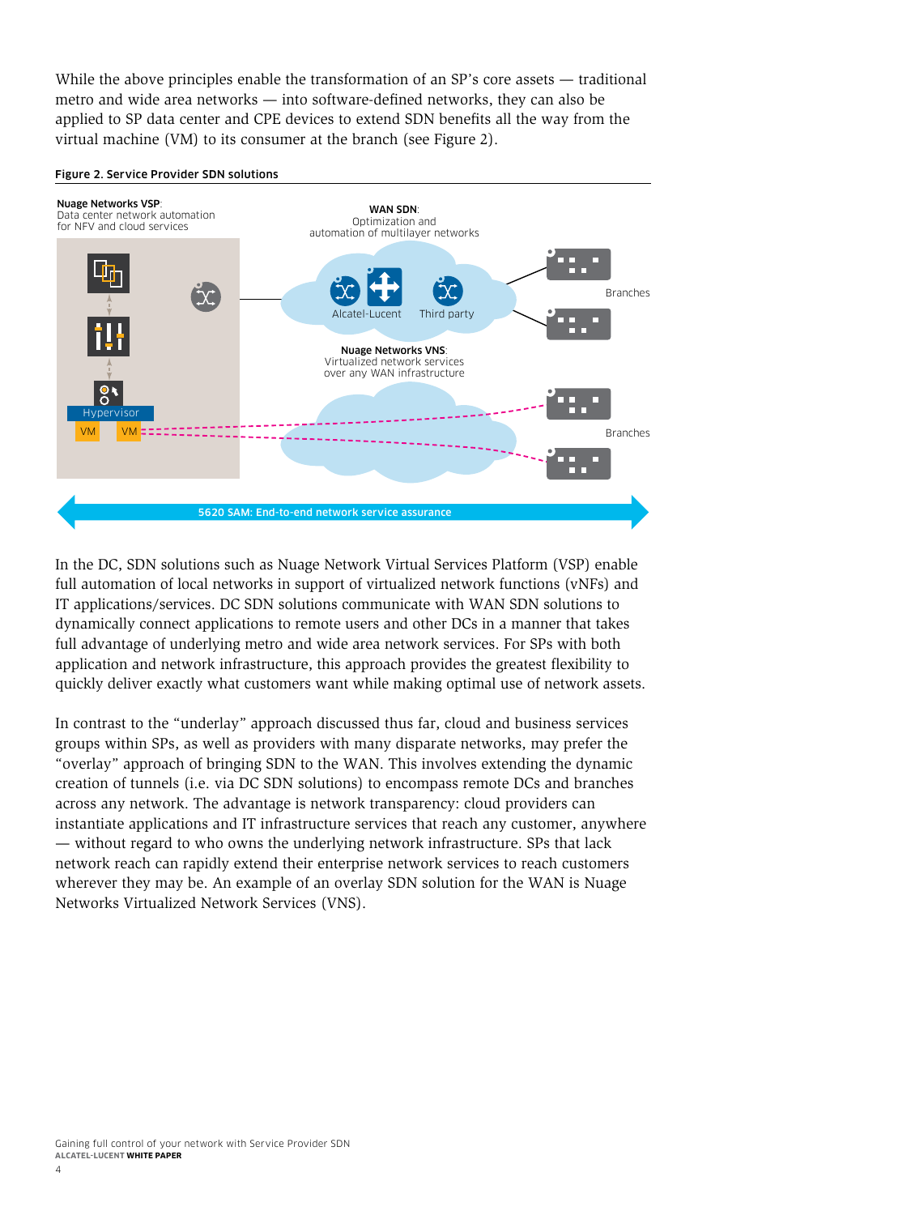While the above principles enable the transformation of an SP's core assets — traditional metro and wide area networks — into software-defined networks, they can also be applied to SP data center and CPE devices to extend SDN benefits all the way from the virtual machine (VM) to its consumer at the branch (see Figure 2).

**Figure 2. Service Provider SDN solutions**

**Nuage Networks VSP**: Data center network automation for NFV and cloud services

**WAN SDN**: Optimization and automation of multilayer networks

Alcatel-Lucent

Third party

Branches

**Nuage Networks VNS**: Virtualized network services over any WAN infrastructure

Hypervisor

VM VM

Branches

**5620 SAM: End-to-end network service assurance**

In the DC, SDN solutions such as Nuage Network Virtual Services Platform (VSP) enable full automation of local networks in support of virtualized network functions (vNFs) and IT applications/services. DC SDN solutions communicate with WAN SDN solutions to dynamically connect applications to remote users and other DCs in a manner that takes full advantage of underlying metro and wide area network services. For SPs with both application and network infrastructure, this approach provides the greatest flexibility to quickly deliver exactly what customers want while making optimal use of network assets.

In contrast to the "underlay" approach discussed thus far, cloud and business services groups within SPs, as well as providers with many disparate networks, may prefer the "overlay" approach of bringing SDN to the WAN. This involves extending the dynamic creation of tunnels (i.e. via DC SDN solutions) to encompass remote DCs and branches across any network. The advantage is network transparency: cloud providers can instantiate applications and IT infrastructure services that reach any customer, anywhere — without regard to who owns the underlying network infrastructure. SPs that lack network reach can rapidly extend their enterprise network services to reach customers wherever they may be. An example of an overlay SDN solution for the WAN is Nuage Networks Virtualized Network Services (VNS).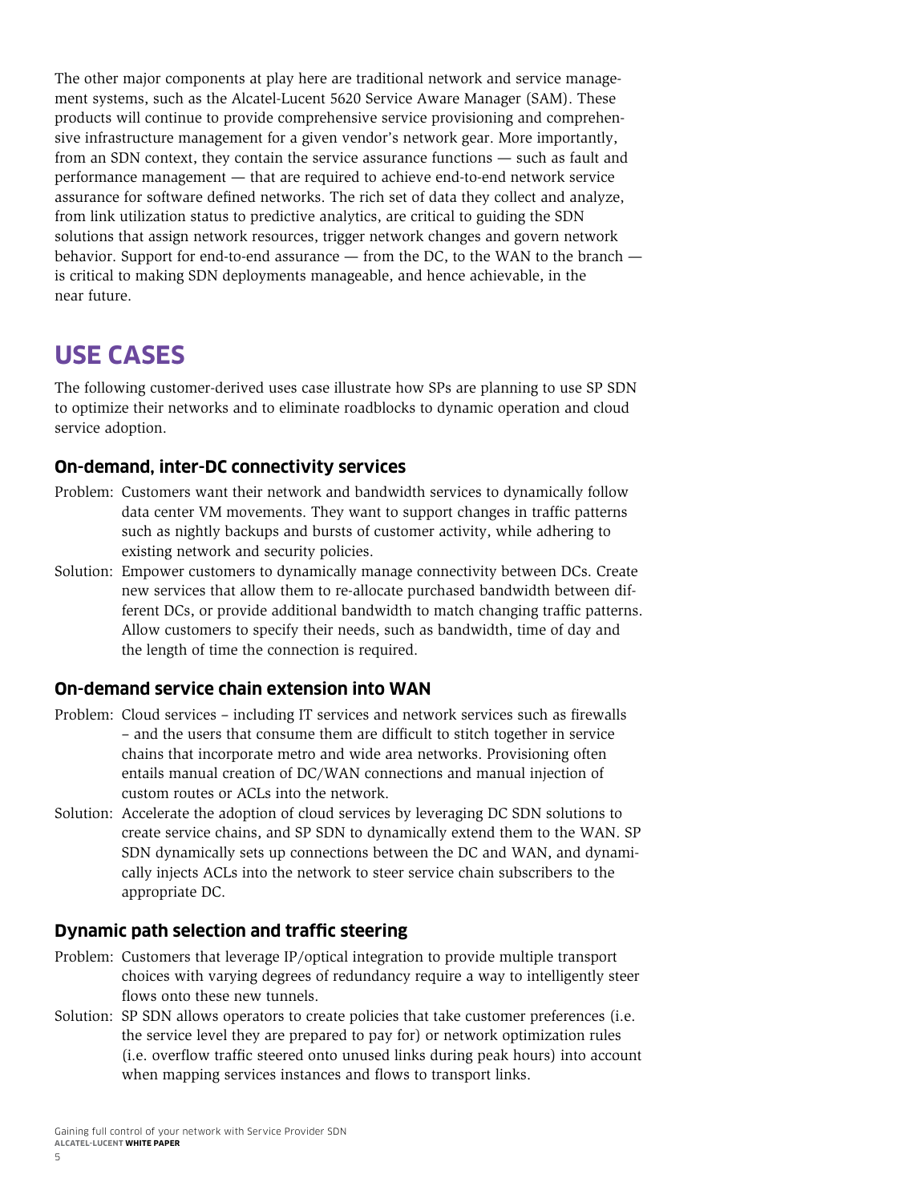The other major components at play here are traditional network and service management systems, such as the Alcatel-Lucent 5620 Service Aware Manager (SAM). These products will continue to provide comprehensive service provisioning and comprehensive infrastructure management for a given vendor's network gear. More importantly, from an SDN context, they contain the service assurance functions — such as fault and performance management — that are required to achieve end-to-end network service assurance for software defined networks. The rich set of data they collect and analyze, from link utilization status to predictive analytics, are critical to guiding the SDN solutions that assign network resources, trigger network changes and govern network behavior. Support for end-to-end assurance — from the DC, to the WAN to the branch — is critical to making SDN deployments manageable, and hence achievable, in the near future.

## USE CASES

The following customer-derived uses case illustrate how SPs are planning to use SP SDN to optimize their networks and to eliminate roadblocks to dynamic operation and cloud service adoption.

### On-demand, inter-DC connectivity services

Problem: Customers want their network and bandwidth services to dynamically follow data center VM movements. They want to support changes in traffic patterns such as nightly backups and bursts of customer activity, while adhering to existing network and security policies.

Solution: Empower customers to dynamically manage connectivity between DCs. Create new services that allow them to re-allocate purchased bandwidth between different DCs, or provide additional bandwidth to match changing traffic patterns. Allow customers to specify their needs, such as bandwidth, time of day and the length of time the connection is required.

### On-demand service chain extension into WAN

Problem: Cloud services – including IT services and network services such as firewalls – and the users that consume them are difficult to stitch together in service chains that incorporate metro and wide area networks. Provisioning often entails manual creation of DC/WAN connections and manual injection of custom routes or ACLs into the network.

Solution: Accelerate the adoption of cloud services by leveraging DC SDN solutions to create service chains, and SP SDN to dynamically extend them to the WAN. SP SDN dynamically sets up connections between the DC and WAN, and dynamically injects ACLs into the network to steer service chain subscribers to the appropriate DC.

### Dynamic path selection and traffic steering

Problem: Customers that leverage IP/optical integration to provide multiple transport choices with varying degrees of redundancy require a way to intelligently steer flows onto these new tunnels.

Solution: SP SDN allows operators to create policies that take customer preferences (i.e. the service level they are prepared to pay for) or network optimization rules (i.e. overflow traffic steered onto unused links during peak hours) into account when mapping services instances and flows to transport links.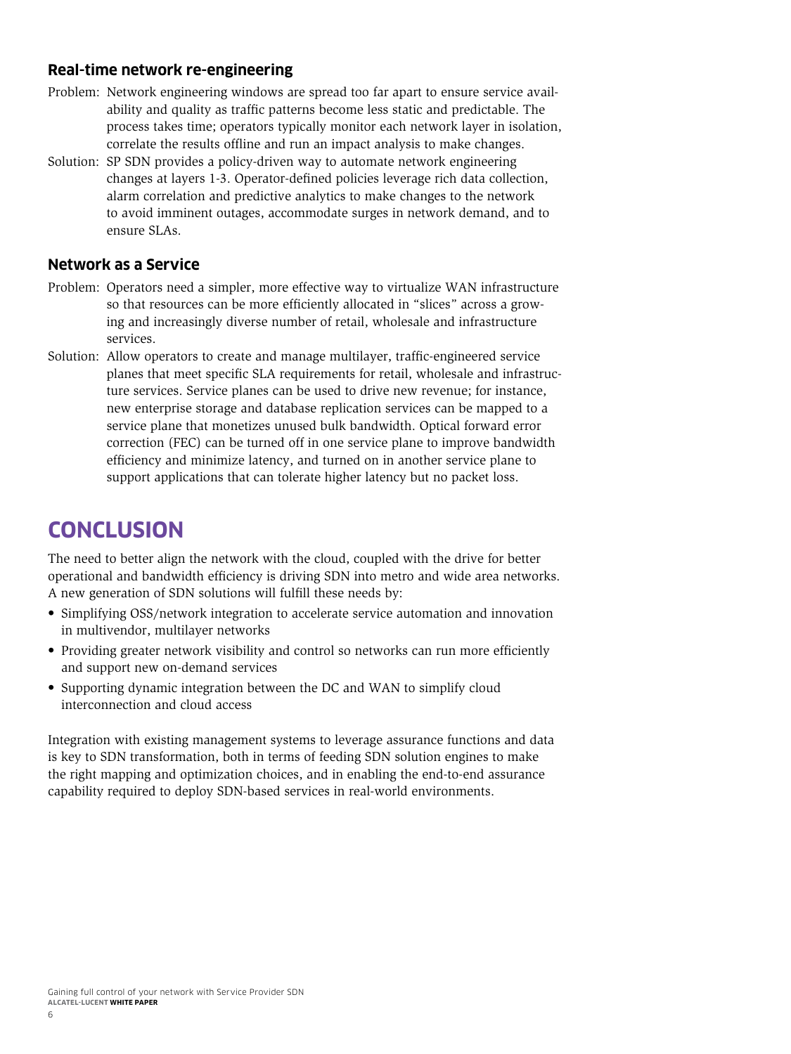### Real-time network re-engineering

Problem: Network engineering windows are spread too far apart to ensure service availability and quality as traffic patterns become less static and predictable. The process takes time; operators typically monitor each network layer in isolation, correlate the results offline and run an impact analysis to make changes.

Solution: SP SDN provides a policy-driven way to automate network engineering changes at layers 1-3. Operator-defined policies leverage rich data collection, alarm correlation and predictive analytics to make changes to the network to avoid imminent outages, accommodate surges in network demand, and to ensure SLAs.

### Network as a Service

Problem: Operators need a simpler, more effective way to virtualize WAN infrastructure so that resources can be more efficiently allocated in "slices" across a growing and increasingly diverse number of retail, wholesale and infrastructure services.

Solution: Allow operators to create and manage multilayer, traffic-engineered service planes that meet specific SLA requirements for retail, wholesale and infrastructure services. Service planes can be used to drive new revenue; for instance, new enterprise storage and database replication services can be mapped to a service plane that monetizes unused bulk bandwidth. Optical forward error correction (FEC) can be turned off in one service plane to improve bandwidth efficiency and minimize latency, and turned on in another service plane to support applications that can tolerate higher latency but no packet loss.

## CONCLUSION

The need to better align the network with the cloud, coupled with the drive for better operational and bandwidth efficiency is driving SDN into metro and wide area networks. A new generation of SDN solutions will fulfill these needs by:

- Simplifying OSS/network integration to accelerate service automation and innovation in multivendor, multilayer networks
- Providing greater network visibility and control so networks can run more efficiently and support new on-demand services
- Supporting dynamic integration between the DC and WAN to simplify cloud interconnection and cloud access

Integration with existing management systems to leverage assurance functions and data is key to SDN transformation, both in terms of feeding SDN solution engines to make the right mapping and optimization choices, and in enabling the end-to-end assurance capability required to deploy SDN-based services in real-world environments.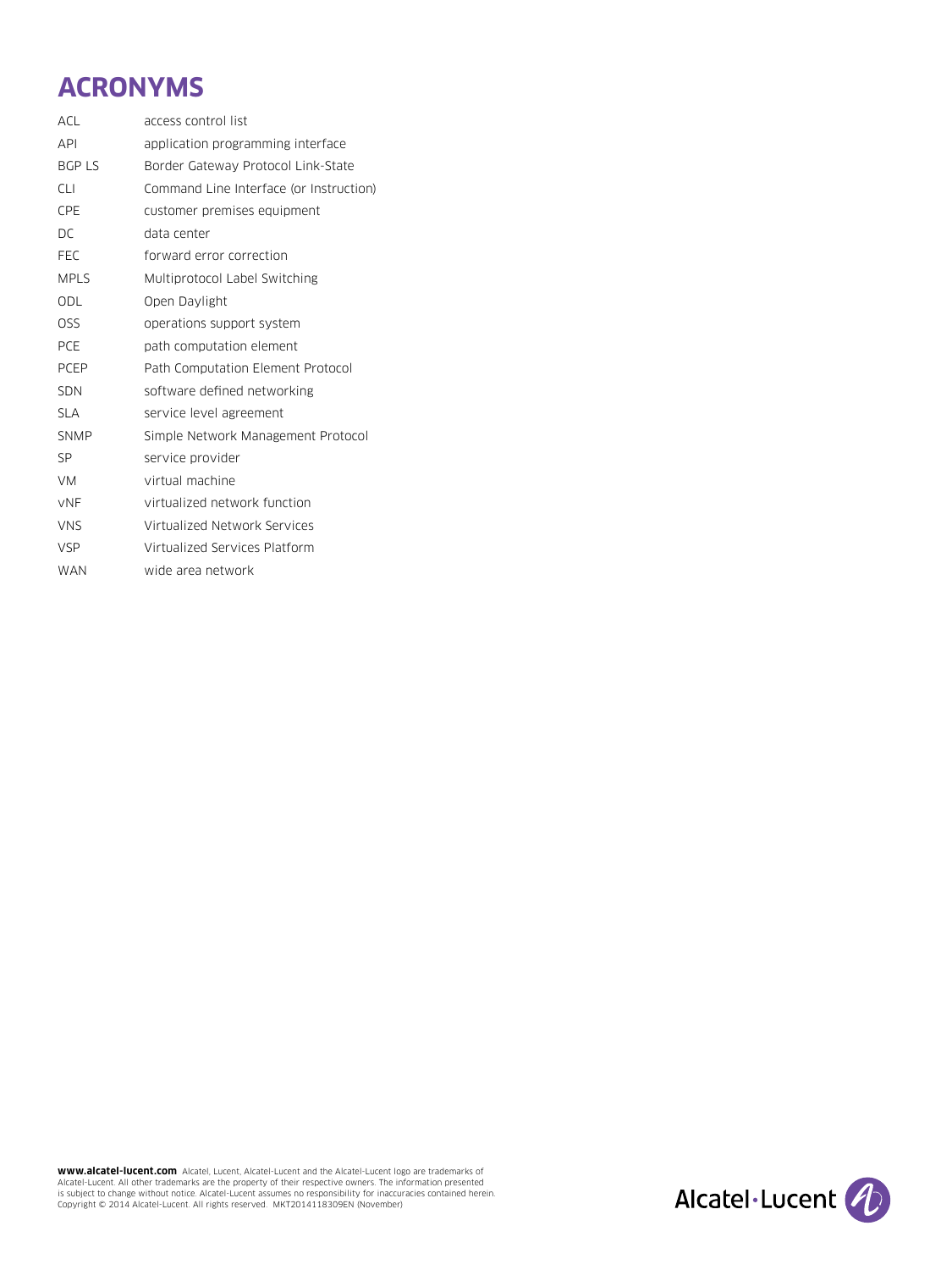## ACRONYMS

| | |
|---|---|
| ACL | access control list |
| API | application programming interface |
| BGP LS | Border Gateway Protocol Link-State |
| CLI | Command Line Interface (or Instruction) |
| CPE | customer premises equipment |
| DC | data center |
| FEC | forward error correction |
| MPLS | Multiprotocol Label Switching |
| ODL | Open Daylight |
| OSS | operations support system |
| PCE | path computation element |
| PCEP | Path Computation Element Protocol |
| SDN | software defined networking |
| SLA | service level agreement |
| SNMP | Simple Network Management Protocol |
| SP | service provider |
| VM | virtual machine |
| vNF | virtualized network function |
| VNS | Virtualized Network Services |
| VSP | Virtualized Services Platform |
| WAN | wide area network |

**www.alcatel-lucent.com** Alcatel, Lucent, Alcatel-Lucent and the Alcatel-Lucent logo are trademarks of Alcatel-Lucent. All other trademarks are the property of their respective owners. The information presented is subject to change without notice. Alcatel-Lucent assumes no responsibility for inaccuracies contained herein. Copyright © 2014 Alcatel-Lucent. All rights reserved. MKT2014118309EN (November)

Alcatel·Lucent